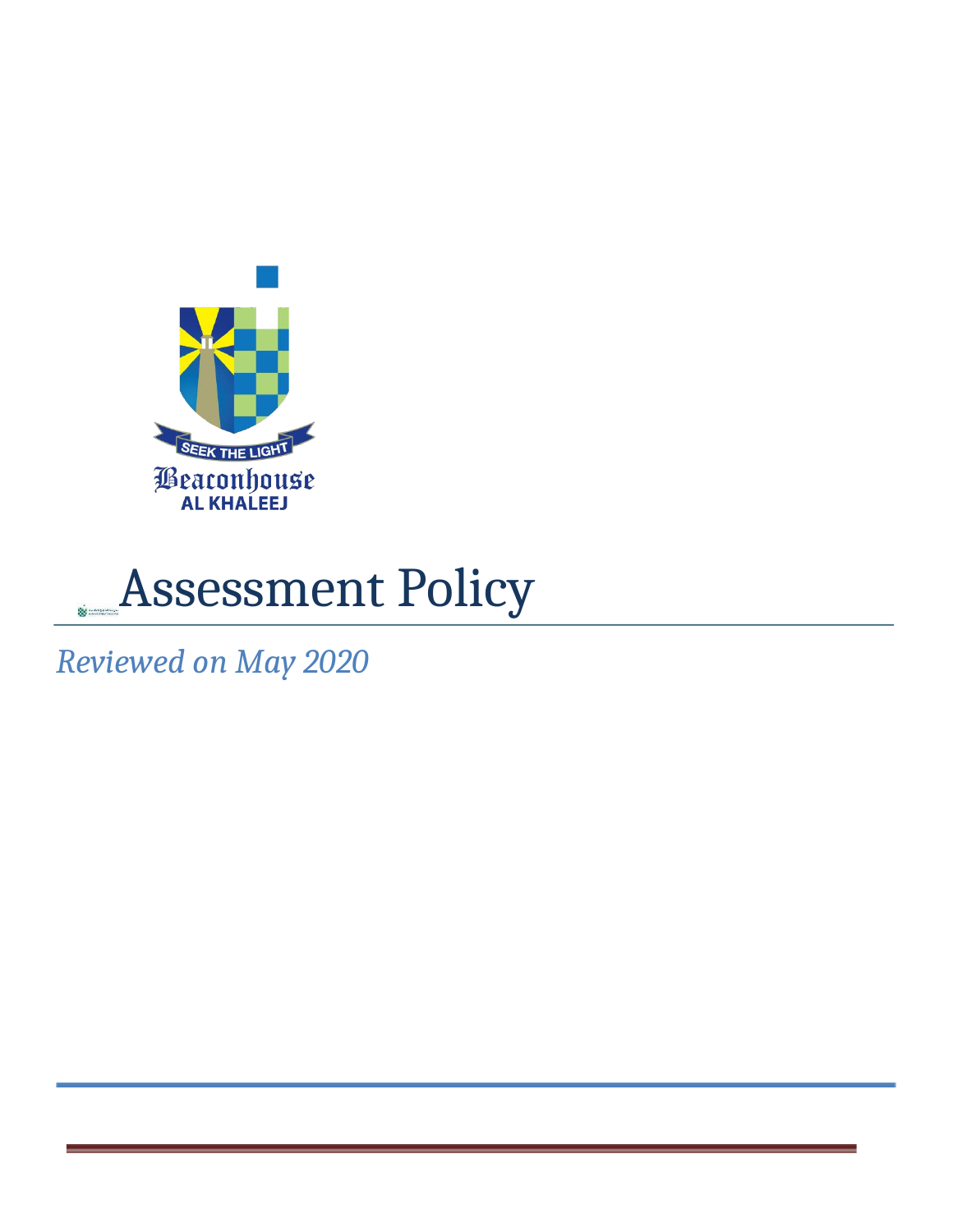SEEK THE LIGHT

Beaconhouse

AL KHALEEJ

# Assessment Policy

*Reviewed on May 2020*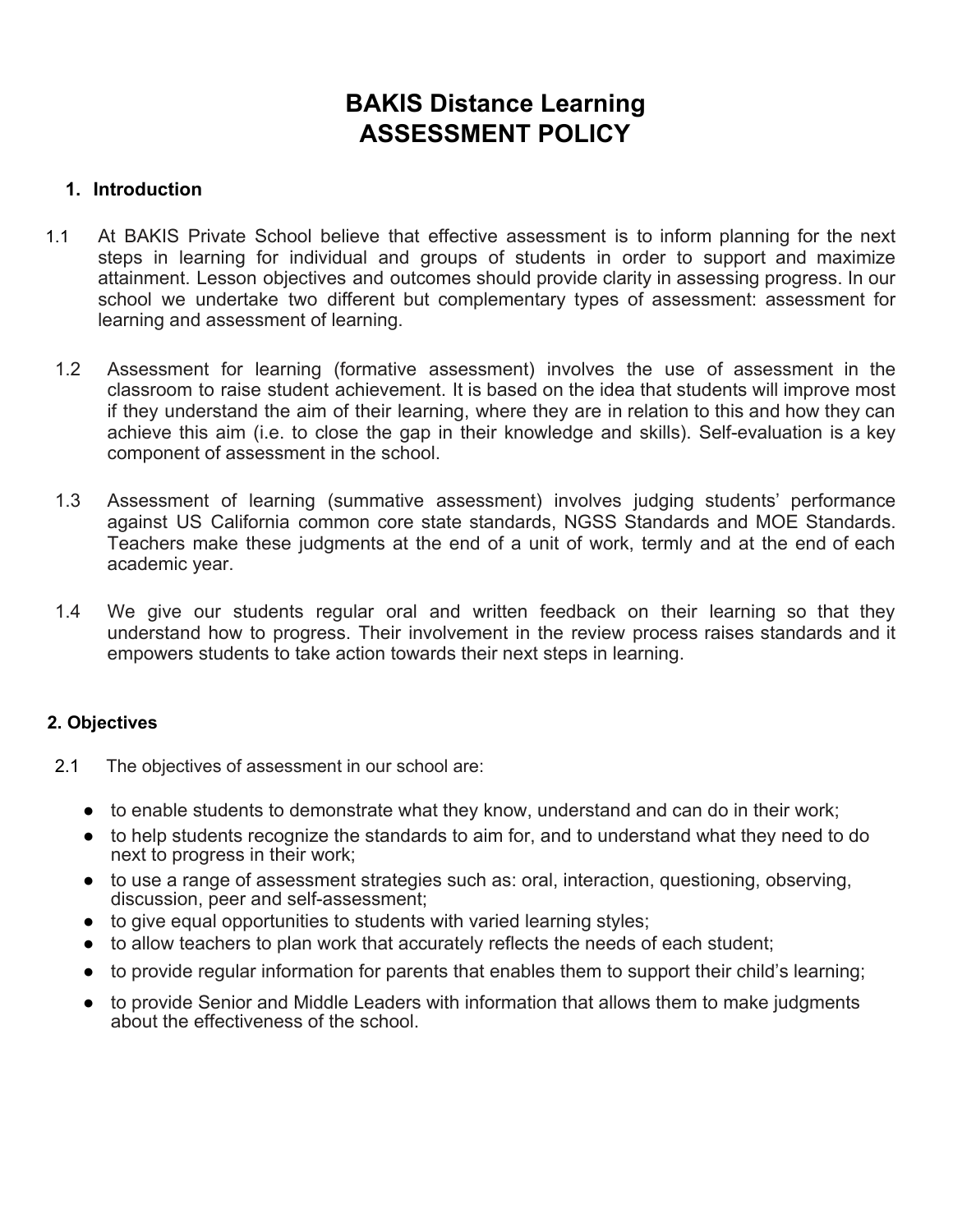# BAKIS Distance Learning
# ASSESSMENT POLICY

## 1. Introduction

1.1 At BAKIS Private School believe that effective assessment is to inform planning for the next steps in learning for individual and groups of students in order to support and maximize attainment. Lesson objectives and outcomes should provide clarity in assessing progress. In our school we undertake two different but complementary types of assessment: assessment for learning and assessment of learning.

1.2 Assessment for learning (formative assessment) involves the use of assessment in the classroom to raise student achievement. It is based on the idea that students will improve most if they understand the aim of their learning, where they are in relation to this and how they can achieve this aim (i.e. to close the gap in their knowledge and skills). Self-evaluation is a key component of assessment in the school.

1.3 Assessment of learning (summative assessment) involves judging students' performance against US California common core state standards, NGSS Standards and MOE Standards. Teachers make these judgments at the end of a unit of work, termly and at the end of each academic year.

1.4 We give our students regular oral and written feedback on their learning so that they understand how to progress. Their involvement in the review process raises standards and it empowers students to take action towards their next steps in learning.

## 2. Objectives

2.1 The objectives of assessment in our school are:

- to enable students to demonstrate what they know, understand and can do in their work;
- to help students recognize the standards to aim for, and to understand what they need to do next to progress in their work;
- to use a range of assessment strategies such as: oral, interaction, questioning, observing, discussion, peer and self-assessment;
- to give equal opportunities to students with varied learning styles;
- to allow teachers to plan work that accurately reflects the needs of each student;
- to provide regular information for parents that enables them to support their child's learning;
- to provide Senior and Middle Leaders with information that allows them to make judgments about the effectiveness of the school.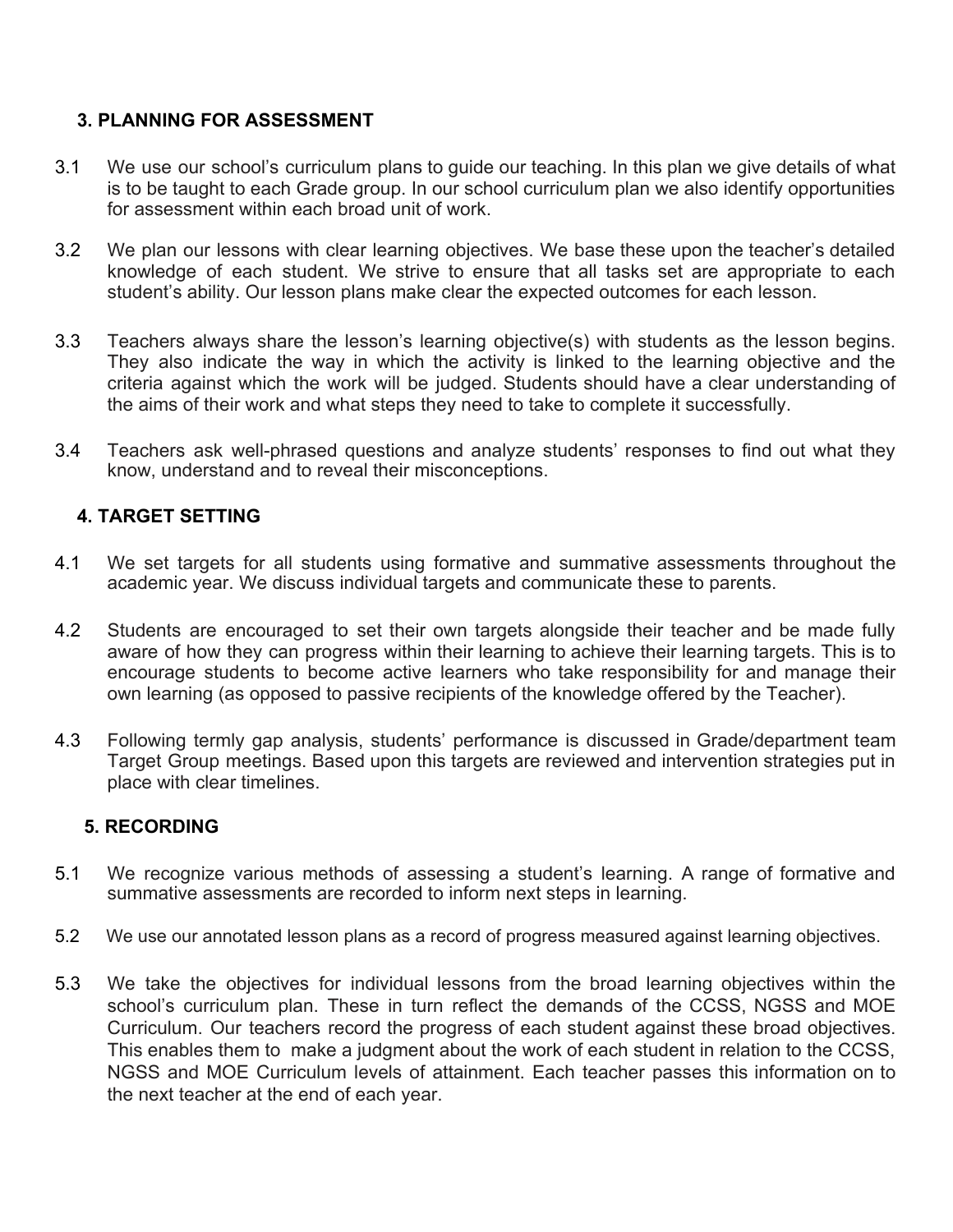## 3. PLANNING FOR ASSESSMENT

3.1 We use our school's curriculum plans to guide our teaching. In this plan we give details of what is to be taught to each Grade group. In our school curriculum plan we also identify opportunities for assessment within each broad unit of work.

3.2 We plan our lessons with clear learning objectives. We base these upon the teacher's detailed knowledge of each student. We strive to ensure that all tasks set are appropriate to each student's ability. Our lesson plans make clear the expected outcomes for each lesson.

3.3 Teachers always share the lesson's learning objective(s) with students as the lesson begins. They also indicate the way in which the activity is linked to the learning objective and the criteria against which the work will be judged. Students should have a clear understanding of the aims of their work and what steps they need to take to complete it successfully.

3.4 Teachers ask well-phrased questions and analyze students' responses to find out what they know, understand and to reveal their misconceptions.

## 4. TARGET SETTING

4.1 We set targets for all students using formative and summative assessments throughout the academic year. We discuss individual targets and communicate these to parents.

4.2 Students are encouraged to set their own targets alongside their teacher and be made fully aware of how they can progress within their learning to achieve their learning targets. This is to encourage students to become active learners who take responsibility for and manage their own learning (as opposed to passive recipients of the knowledge offered by the Teacher).

4.3 Following termly gap analysis, students' performance is discussed in Grade/department team Target Group meetings. Based upon this targets are reviewed and intervention strategies put in place with clear timelines.

## 5. RECORDING

5.1 We recognize various methods of assessing a student's learning. A range of formative and summative assessments are recorded to inform next steps in learning.

5.2 We use our annotated lesson plans as a record of progress measured against learning objectives.

5.3 We take the objectives for individual lessons from the broad learning objectives within the school's curriculum plan. These in turn reflect the demands of the CCSS, NGSS and MOE Curriculum. Our teachers record the progress of each student against these broad objectives. This enables them to make a judgment about the work of each student in relation to the CCSS, NGSS and MOE Curriculum levels of attainment. Each teacher passes this information on to the next teacher at the end of each year.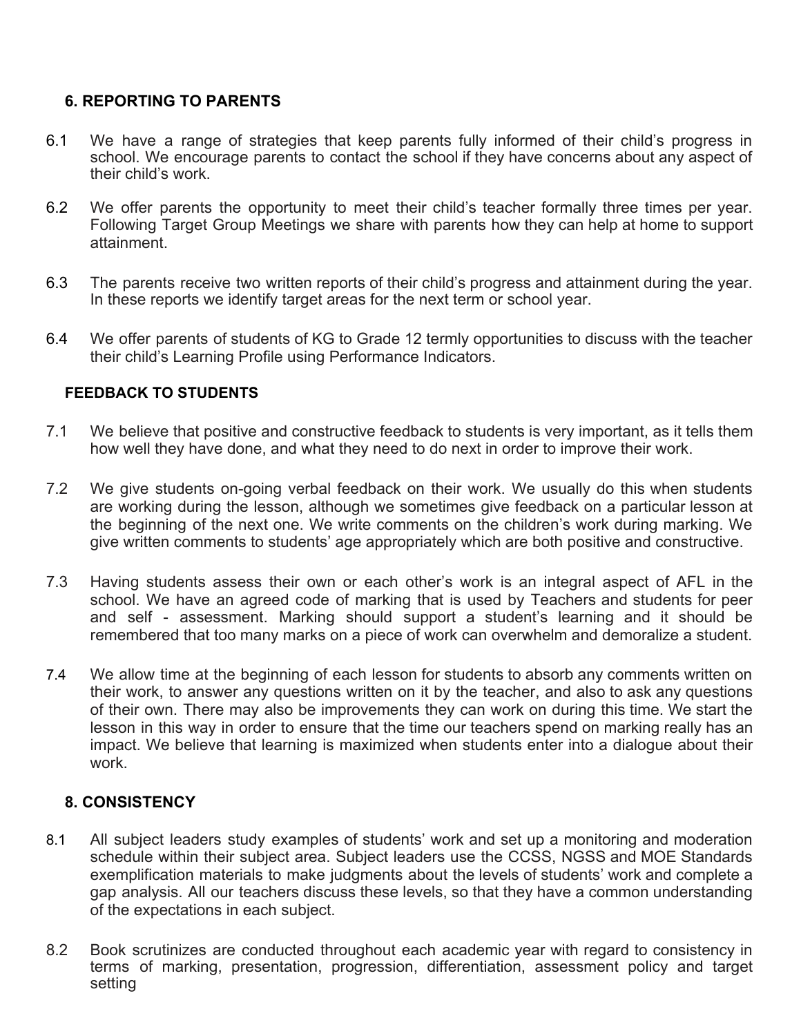## 6. REPORTING TO PARENTS

6.1 We have a range of strategies that keep parents fully informed of their child's progress in school. We encourage parents to contact the school if they have concerns about any aspect of their child's work.

6.2 We offer parents the opportunity to meet their child's teacher formally three times per year. Following Target Group Meetings we share with parents how they can help at home to support attainment.

6.3 The parents receive two written reports of their child's progress and attainment during the year. In these reports we identify target areas for the next term or school year.

6.4 We offer parents of students of KG to Grade 12 termly opportunities to discuss with the teacher their child's Learning Profile using Performance Indicators.

## FEEDBACK TO STUDENTS

7.1 We believe that positive and constructive feedback to students is very important, as it tells them how well they have done, and what they need to do next in order to improve their work.

7.2 We give students on-going verbal feedback on their work. We usually do this when students are working during the lesson, although we sometimes give feedback on a particular lesson at the beginning of the next one. We write comments on the children's work during marking. We give written comments to students' age appropriately which are both positive and constructive.

7.3 Having students assess their own or each other's work is an integral aspect of AFL in the school. We have an agreed code of marking that is used by Teachers and students for peer and self - assessment. Marking should support a student's learning and it should be remembered that too many marks on a piece of work can overwhelm and demoralize a student.

7.4 We allow time at the beginning of each lesson for students to absorb any comments written on their work, to answer any questions written on it by the teacher, and also to ask any questions of their own. There may also be improvements they can work on during this time. We start the lesson in this way in order to ensure that the time our teachers spend on marking really has an impact. We believe that learning is maximized when students enter into a dialogue about their work.

## 8. CONSISTENCY

8.1 All subject leaders study examples of students' work and set up a monitoring and moderation schedule within their subject area. Subject leaders use the CCSS, NGSS and MOE Standards exemplification materials to make judgments about the levels of students' work and complete a gap analysis. All our teachers discuss these levels, so that they have a common understanding of the expectations in each subject.

8.2 Book scrutinizes are conducted throughout each academic year with regard to consistency in terms of marking, presentation, progression, differentiation, assessment policy and target setting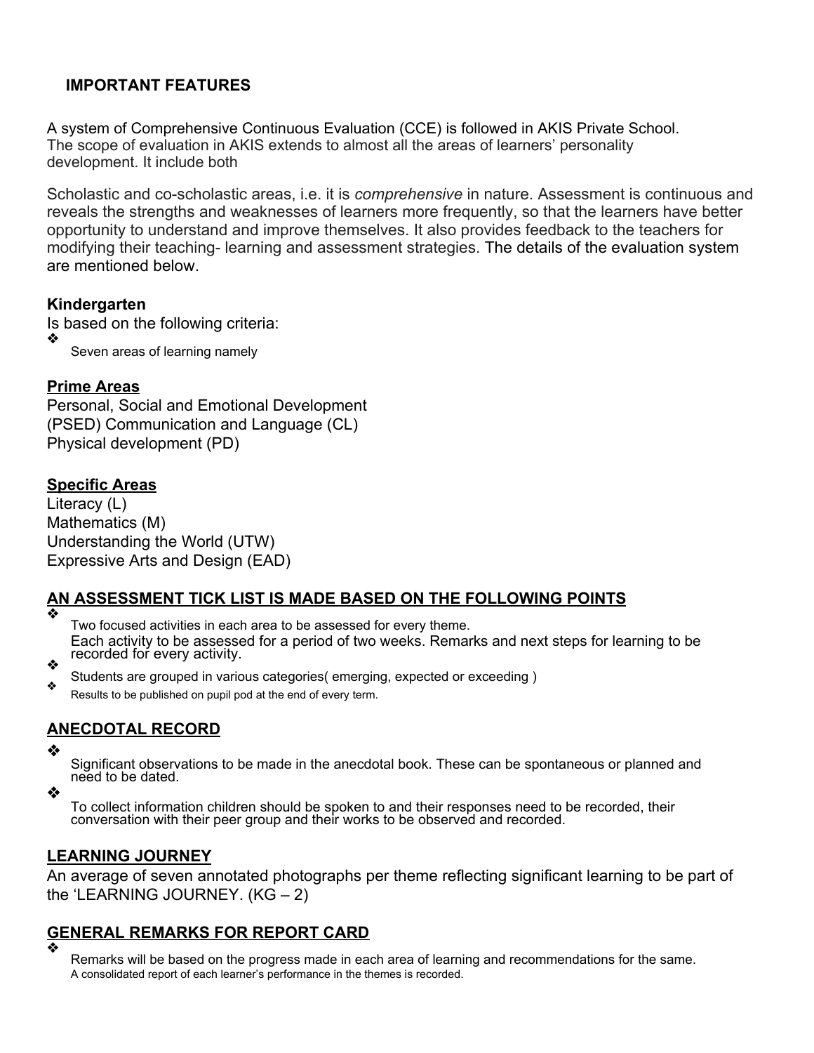## IMPORTANT FEATURES

A system of Comprehensive Continuous Evaluation (CCE) is followed in AKIS Private School. The scope of evaluation in AKIS extends to almost all the areas of learners' personality development. It include both

Scholastic and co-scholastic areas, i.e. it is *comprehensive* in nature. Assessment is continuous and reveals the strengths and weaknesses of learners more frequently, so that the learners have better opportunity to understand and improve themselves. It also provides feedback to the teachers for modifying their teaching- learning and assessment strategies. The details of the evaluation system are mentioned below.

### Kindergarten

Is based on the following criteria:

- Seven areas of learning namely

**Prime Areas**

Personal, Social and Emotional Development (PSED) Communication and Language (CL)
Physical development (PD)

**Specific Areas**

Literacy (L)
Mathematics (M)
Understanding the World (UTW)
Expressive Arts and Design (EAD)

### AN ASSESSMENT TICK LIST IS MADE BASED ON THE FOLLOWING POINTS

- Two focused activities in each area to be assessed for every theme.
  Each activity to be assessed for a period of two weeks. Remarks and next steps for learning to be recorded for every activity.
- Students are grouped in various categories( emerging, expected or exceeding )
- Results to be published on pupil pod at the end of every term.

### ANECDOTAL RECORD

- Significant observations to be made in the anecdotal book. These can be spontaneous or planned and need to be dated.
- To collect information children should be spoken to and their responses need to be recorded, their conversation with their peer group and their works to be observed and recorded.

### LEARNING JOURNEY

An average of seven annotated photographs per theme reflecting significant learning to be part of the 'LEARNING JOURNEY. (KG – 2)

### GENERAL REMARKS FOR REPORT CARD

- Remarks will be based on the progress made in each area of learning and recommendations for the same.
  A consolidated report of each learner's performance in the themes is recorded.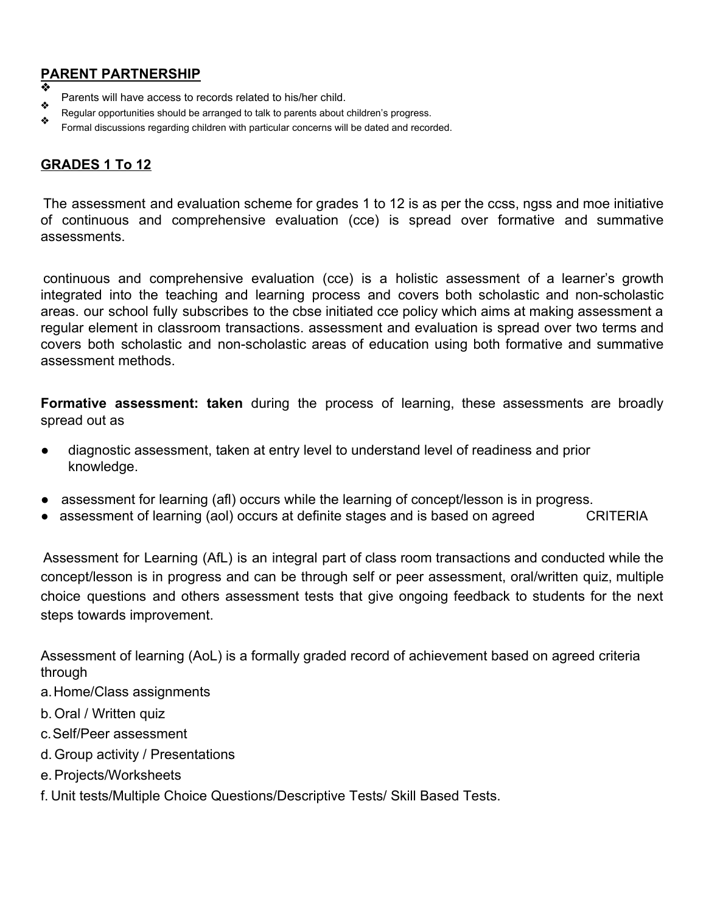## PARENT PARTNERSHIP

- Parents will have access to records related to his/her child.
- Regular opportunities should be arranged to talk to parents about children's progress.
- Formal discussions regarding children with particular concerns will be dated and recorded.

## GRADES 1 To 12

The assessment and evaluation scheme for grades 1 to 12 is as per the ccss, ngss and moe initiative of continuous and comprehensive evaluation (cce) is spread over formative and summative assessments.

continuous and comprehensive evaluation (cce) is a holistic assessment of a learner's growth integrated into the teaching and learning process and covers both scholastic and non-scholastic areas. our school fully subscribes to the cbse initiated cce policy which aims at making assessment a regular element in classroom transactions. assessment and evaluation is spread over two terms and covers both scholastic and non-scholastic areas of education using both formative and summative assessment methods.

**Formative assessment: taken** during the process of learning, these assessments are broadly spread out as

- diagnostic assessment, taken at entry level to understand level of readiness and prior knowledge.
- assessment for learning (afl) occurs while the learning of concept/lesson is in progress.
- assessment of learning (aol) occurs at definite stages and is based on agreed CRITERIA

Assessment for Learning (AfL) is an integral part of class room transactions and conducted while the concept/lesson is in progress and can be through self or peer assessment, oral/written quiz, multiple choice questions and others assessment tests that give ongoing feedback to students for the next steps towards improvement.

Assessment of learning (AoL) is a formally graded record of achievement based on agreed criteria through

a. Home/Class assignments
b. Oral / Written quiz
c. Self/Peer assessment
d. Group activity / Presentations
e. Projects/Worksheets
f. Unit tests/Multiple Choice Questions/Descriptive Tests/ Skill Based Tests.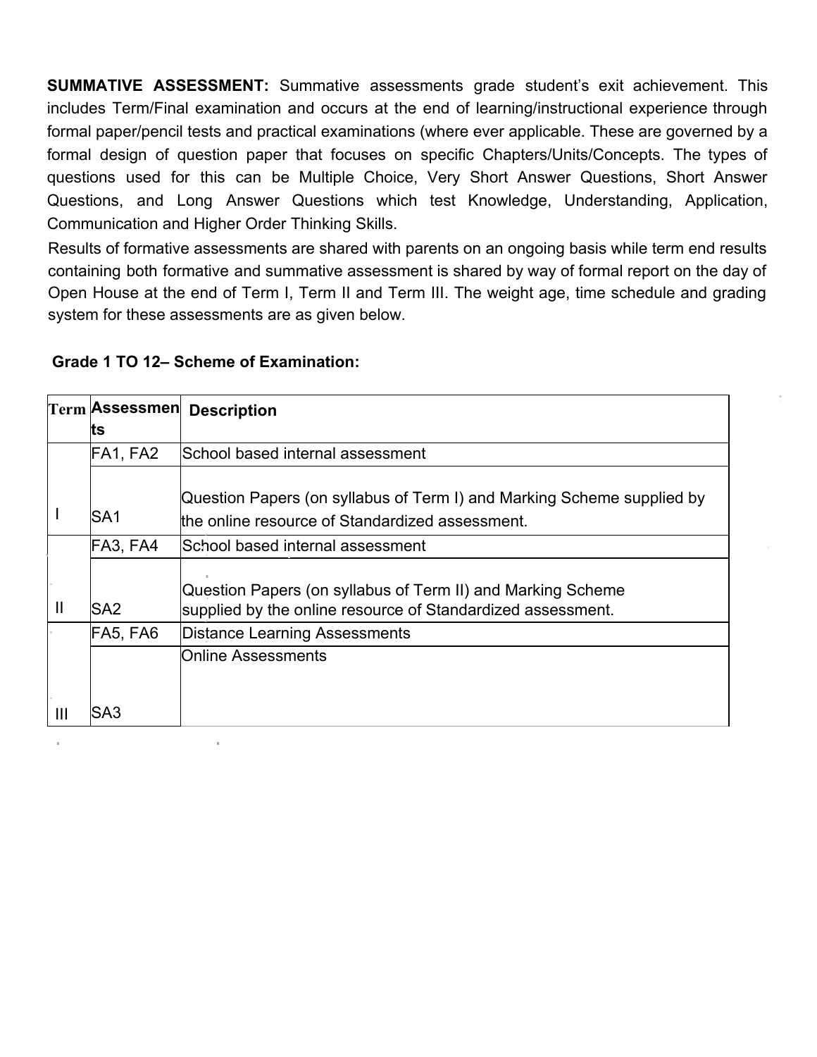**SUMMATIVE ASSESSMENT:** Summative assessments grade student's exit achievement. This includes Term/Final examination and occurs at the end of learning/instructional experience through formal paper/pencil tests and practical examinations (where ever applicable. These are governed by a formal design of question paper that focuses on specific Chapters/Units/Concepts. The types of questions used for this can be Multiple Choice, Very Short Answer Questions, Short Answer Questions, and Long Answer Questions which test Knowledge, Understanding, Application, Communication and Higher Order Thinking Skills.

Results of formative assessments are shared with parents on an ongoing basis while term end results containing both formative and summative assessment is shared by way of formal report on the day of Open House at the end of Term I, Term II and Term III. The weight age, time schedule and grading system for these assessments are as given below.

**Grade 1 TO 12– Scheme of Examination:**

| Term | Assessments | Description |
|---|---|---|
| I | FA1, FA2 | School based internal assessment |
| | SA1 | Question Papers (on syllabus of Term I) and Marking Scheme supplied by the online resource of Standardized assessment. |
| II | FA3, FA4 | School based internal assessment |
| | SA2 | Question Papers (on syllabus of Term II) and Marking Scheme supplied by the online resource of Standardized assessment. |
| III | FA5, FA6 | Distance Learning Assessments |
| | SA3 | Online Assessments |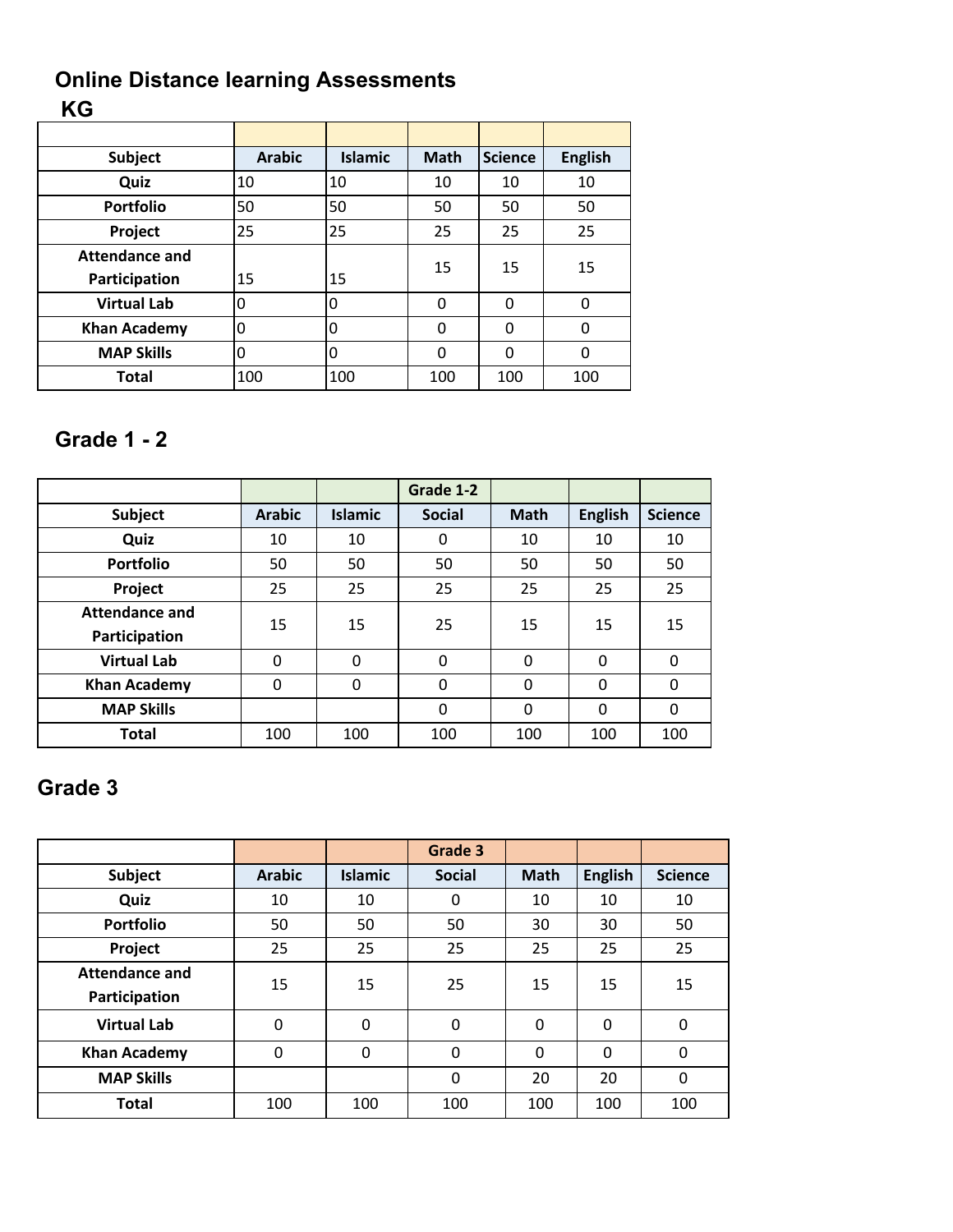## Online Distance learning Assessments

### KG

| | | | | | |
|---|---|---|---|---|---|
| **Subject** | **Arabic** | **Islamic** | **Math** | **Science** | **English** |
| **Quiz** | 10 | 10 | 10 | 10 | 10 |
| **Portfolio** | 50 | 50 | 50 | 50 | 50 |
| **Project** | 25 | 25 | 25 | 25 | 25 |
| **Attendance and Participation** | 15 | 15 | 15 | 15 | 15 |
| **Virtual Lab** | 0 | 0 | 0 | 0 | 0 |
| **Khan Academy** | 0 | 0 | 0 | 0 | 0 |
| **MAP Skills** | 0 | 0 | 0 | 0 | 0 |
| **Total** | 100 | 100 | 100 | 100 | 100 |

### Grade 1 - 2

| | | | Grade 1-2 | | | |
|---|---|---|---|---|---|---|
| **Subject** | **Arabic** | **Islamic** | **Social** | **Math** | **English** | **Science** |
| **Quiz** | 10 | 10 | 0 | 10 | 10 | 10 |
| **Portfolio** | 50 | 50 | 50 | 50 | 50 | 50 |
| **Project** | 25 | 25 | 25 | 25 | 25 | 25 |
| **Attendance and Participation** | 15 | 15 | 25 | 15 | 15 | 15 |
| **Virtual Lab** | 0 | 0 | 0 | 0 | 0 | 0 |
| **Khan Academy** | 0 | 0 | 0 | 0 | 0 | 0 |
| **MAP Skills** | | | 0 | 0 | 0 | 0 |
| **Total** | 100 | 100 | 100 | 100 | 100 | 100 |

### Grade 3

| | | | Grade 3 | | | |
|---|---|---|---|---|---|---|
| **Subject** | **Arabic** | **Islamic** | **Social** | **Math** | **English** | **Science** |
| **Quiz** | 10 | 10 | 0 | 10 | 10 | 10 |
| **Portfolio** | 50 | 50 | 50 | 30 | 30 | 50 |
| **Project** | 25 | 25 | 25 | 25 | 25 | 25 |
| **Attendance and Participation** | 15 | 15 | 25 | 15 | 15 | 15 |
| **Virtual Lab** | 0 | 0 | 0 | 0 | 0 | 0 |
| **Khan Academy** | 0 | 0 | 0 | 0 | 0 | 0 |
| **MAP Skills** | | | 0 | 20 | 20 | 0 |
| **Total** | 100 | 100 | 100 | 100 | 100 | 100 |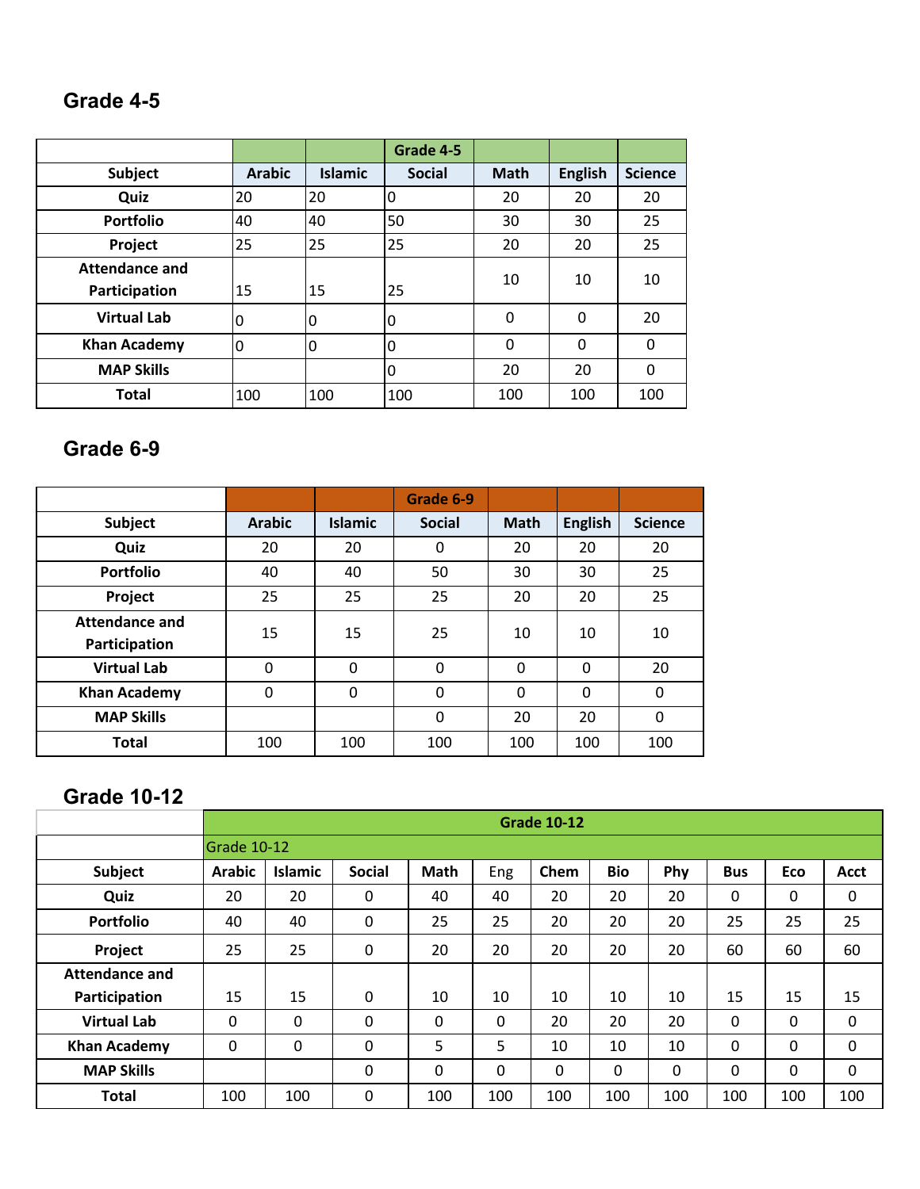## Grade 4-5

| | | | Grade 4-5 | | | |
|---|---|---|---|---|---|---|
| **Subject** | **Arabic** | **Islamic** | **Social** | **Math** | **English** | **Science** |
| **Quiz** | 20 | 20 | 0 | 20 | 20 | 20 |
| **Portfolio** | 40 | 40 | 50 | 30 | 30 | 25 |
| **Project** | 25 | 25 | 25 | 20 | 20 | 25 |
| **Attendance and Participation** | 15 | 15 | 25 | 10 | 10 | 10 |
| **Virtual Lab** | 0 | 0 | 0 | 0 | 0 | 20 |
| **Khan Academy** | 0 | 0 | 0 | 0 | 0 | 0 |
| **MAP Skills** | | | 0 | 20 | 20 | 0 |
| **Total** | 100 | 100 | 100 | 100 | 100 | 100 |

## Grade 6-9

| | | | Grade 6-9 | | | |
|---|---|---|---|---|---|---|
| **Subject** | **Arabic** | **Islamic** | **Social** | **Math** | **English** | **Science** |
| **Quiz** | 20 | 20 | 0 | 20 | 20 | 20 |
| **Portfolio** | 40 | 40 | 50 | 30 | 30 | 25 |
| **Project** | 25 | 25 | 25 | 20 | 20 | 25 |
| **Attendance and Participation** | 15 | 15 | 25 | 10 | 10 | 10 |
| **Virtual Lab** | 0 | 0 | 0 | 0 | 0 | 20 |
| **Khan Academy** | 0 | 0 | 0 | 0 | 0 | 0 |
| **MAP Skills** | | | 0 | 20 | 20 | 0 |
| **Total** | 100 | 100 | 100 | 100 | 100 | 100 |

## Grade 10-12

| | Grade 10-12 | | | | | | | | | | |
|---|---|---|---|---|---|---|---|---|---|---|---|
| | Grade 10-12 | | | | | | | | | | |
| **Subject** | **Arabic** | **Islamic** | **Social** | **Math** | Eng | **Chem** | **Bio** | **Phy** | **Bus** | **Eco** | **Acct** |
| **Quiz** | 20 | 20 | 0 | 40 | 40 | 20 | 20 | 20 | 0 | 0 | 0 |
| **Portfolio** | 40 | 40 | 0 | 25 | 25 | 20 | 20 | 20 | 25 | 25 | 25 |
| **Project** | 25 | 25 | 0 | 20 | 20 | 20 | 20 | 20 | 60 | 60 | 60 |
| **Attendance and Participation** | 15 | 15 | 0 | 10 | 10 | 10 | 10 | 10 | 15 | 15 | 15 |
| **Virtual Lab** | 0 | 0 | 0 | 0 | 0 | 20 | 20 | 20 | 0 | 0 | 0 |
| **Khan Academy** | 0 | 0 | 0 | 5 | 5 | 10 | 10 | 10 | 0 | 0 | 0 |
| **MAP Skills** | | | 0 | 0 | 0 | 0 | 0 | 0 | 0 | 0 | 0 |
| **Total** | 100 | 100 | 0 | 100 | 100 | 100 | 100 | 100 | 100 | 100 | 100 |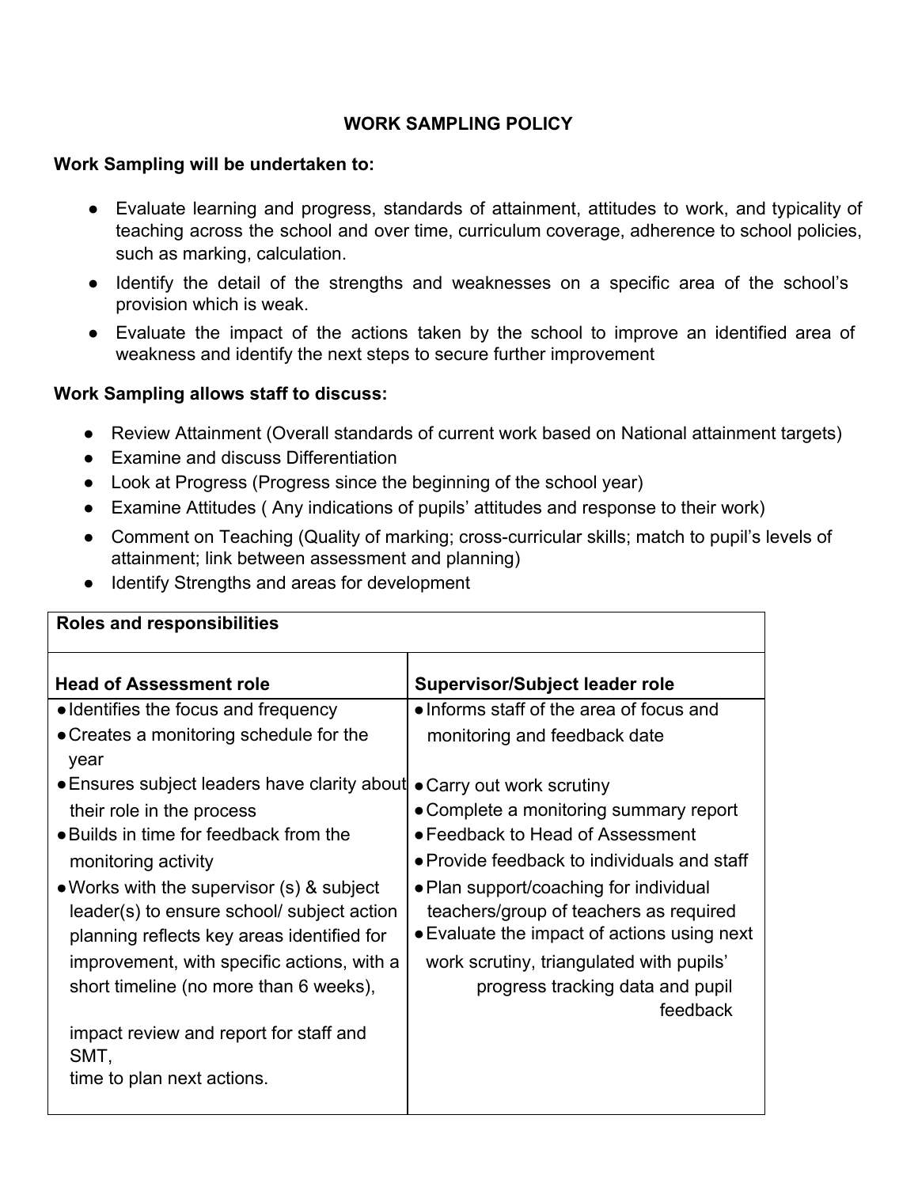# WORK SAMPLING POLICY

**Work Sampling will be undertaken to:**

- Evaluate learning and progress, standards of attainment, attitudes to work, and typicality of teaching across the school and over time, curriculum coverage, adherence to school policies, such as marking, calculation.
- Identify the detail of the strengths and weaknesses on a specific area of the school's provision which is weak.
- Evaluate the impact of the actions taken by the school to improve an identified area of weakness and identify the next steps to secure further improvement

**Work Sampling allows staff to discuss:**

- Review Attainment (Overall standards of current work based on National attainment targets)
- Examine and discuss Differentiation
- Look at Progress (Progress since the beginning of the school year)
- Examine Attitudes ( Any indications of pupils' attitudes and response to their work)
- Comment on Teaching (Quality of marking; cross-curricular skills; match to pupil's levels of attainment; link between assessment and planning)
- Identify Strengths and areas for development

| **Roles and responsibilities** | |
|---|---|
| **Head of Assessment role** | **Supervisor/Subject leader role** |
| • Identifies the focus and frequency<br>• Creates a monitoring schedule for the year<br>• Ensures subject leaders have clarity about their role in the process<br>• Builds in time for feedback from the monitoring activity<br>• Works with the supervisor (s) & subject leader(s) to ensure school/ subject action planning reflects key areas identified for improvement, with specific actions, with a short timeline (no more than 6 weeks), impact review and report for staff and SMT, time to plan next actions. | • Informs staff of the area of focus and monitoring and feedback date<br>• Carry out work scrutiny<br>• Complete a monitoring summary report<br>• Feedback to Head of Assessment<br>• Provide feedback to individuals and staff<br>• Plan support/coaching for individual teachers/group of teachers as required<br>• Evaluate the impact of actions using next work scrutiny, triangulated with pupils' progress tracking data and pupil feedback |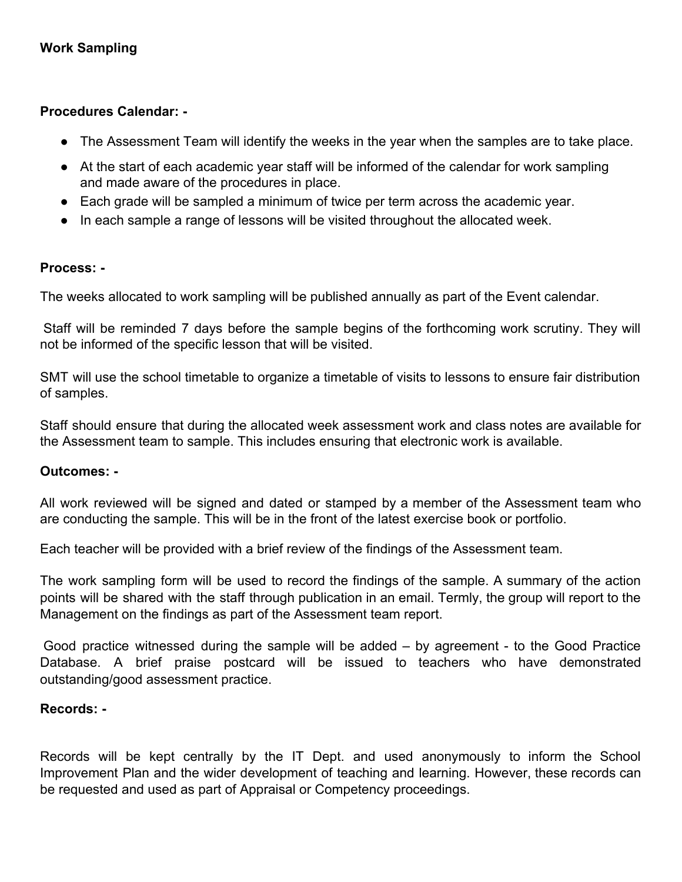**Work Sampling**

**Procedures Calendar: -**

- The Assessment Team will identify the weeks in the year when the samples are to take place.
- At the start of each academic year staff will be informed of the calendar for work sampling and made aware of the procedures in place.
- Each grade will be sampled a minimum of twice per term across the academic year.
- In each sample a range of lessons will be visited throughout the allocated week.

**Process: -**

The weeks allocated to work sampling will be published annually as part of the Event calendar.

Staff will be reminded 7 days before the sample begins of the forthcoming work scrutiny. They will not be informed of the specific lesson that will be visited.

SMT will use the school timetable to organize a timetable of visits to lessons to ensure fair distribution of samples.

Staff should ensure that during the allocated week assessment work and class notes are available for the Assessment team to sample. This includes ensuring that electronic work is available.

**Outcomes: -**

All work reviewed will be signed and dated or stamped by a member of the Assessment team who are conducting the sample. This will be in the front of the latest exercise book or portfolio.

Each teacher will be provided with a brief review of the findings of the Assessment team.

The work sampling form will be used to record the findings of the sample. A summary of the action points will be shared with the staff through publication in an email. Termly, the group will report to the Management on the findings as part of the Assessment team report.

Good practice witnessed during the sample will be added – by agreement - to the Good Practice Database. A brief praise postcard will be issued to teachers who have demonstrated outstanding/good assessment practice.

**Records: -**

Records will be kept centrally by the IT Dept. and used anonymously to inform the School Improvement Plan and the wider development of teaching and learning. However, these records can be requested and used as part of Appraisal or Competency proceedings.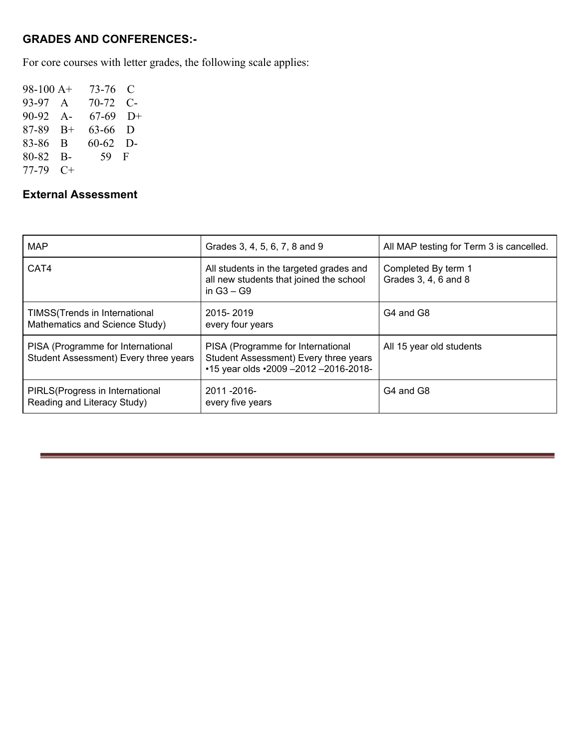**GRADES AND CONFERENCES:-**

For core courses with letter grades, the following scale applies:

| | | | |
|---|---|---|---|
| 98-100 | A+ | 73-76 | C |
| 93-97 | A | 70-72 | C- |
| 90-92 | A- | 67-69 | D+ |
| 87-89 | B+ | 63-66 | D |
| 83-86 | B | 60-62 | D- |
| 80-82 | B- | 59 | F |
| 77-79 | C+ | | |

**External Assessment**

| | | |
|---|---|---|
| MAP | Grades 3, 4, 5, 6, 7, 8 and 9 | All MAP testing for Term 3 is cancelled. |
| CAT4 | All students in the targeted grades and all new students that joined the school in G3 – G9 | Completed By term 1<br>Grades 3, 4, 6 and 8 |
| TIMSS(Trends in International Mathematics and Science Study) | 2015- 2019<br>every four years | G4 and G8 |
| PISA (Programme for International Student Assessment) Every three years | PISA (Programme for International Student Assessment) Every three years •15 year olds •2009 –2012 –2016-2018- | All 15 year old students |
| PIRLS(Progress in International Reading and Literacy Study) | 2011 -2016-<br>every five years | G4 and G8 |